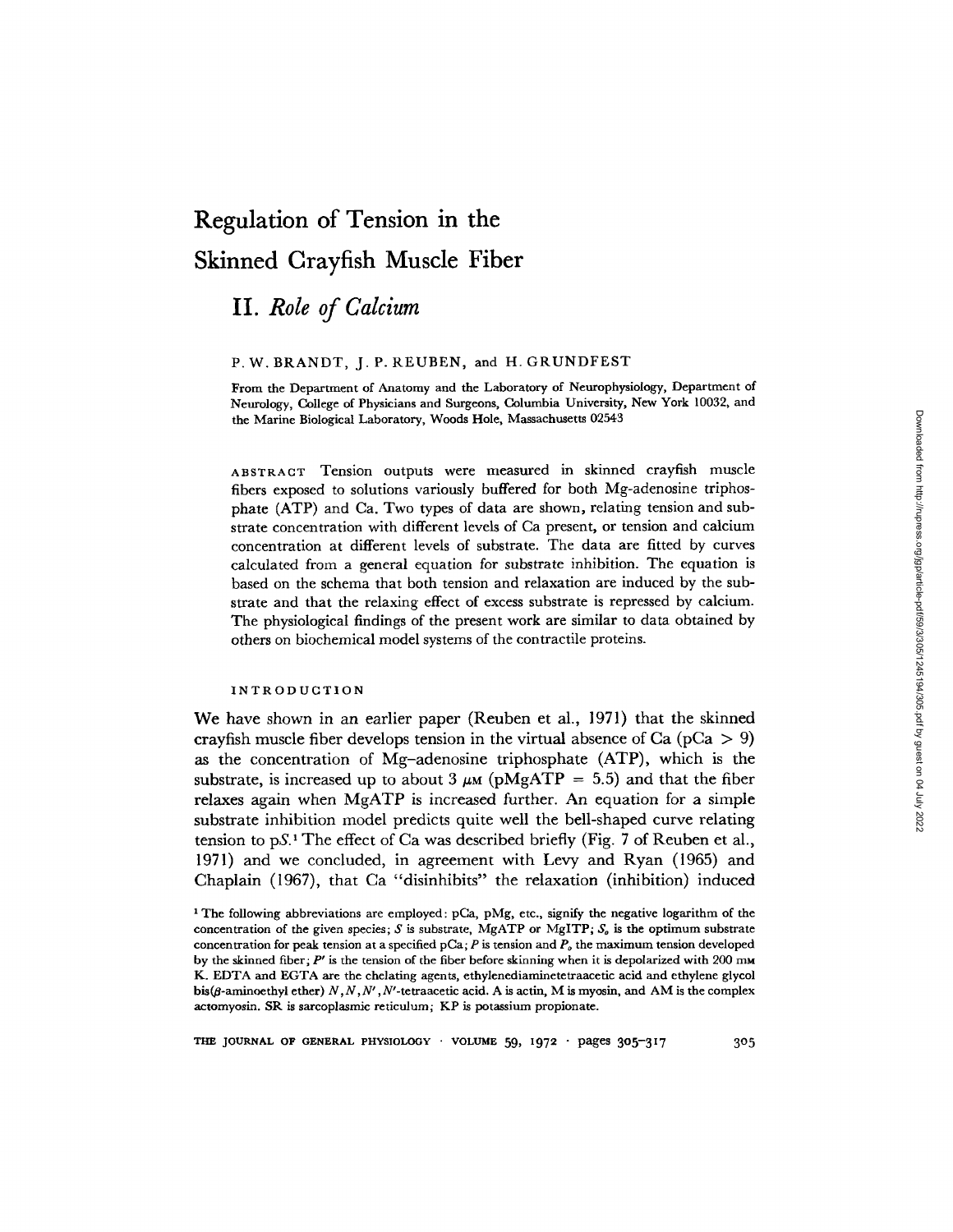# Regulation of Tension in the Skinned Crayfish Muscle Fiber

## II. *Role of Calcium*

P. W. BRANDT, J. P. REUBEN, and H. GRUNDFEST

From the Department of Anatomy and the Laboratory of Neurophysiology, Department of Neurology, College of Physicians and Surgeons, Columbia University, New York 10032, and the Marine Biological Laboratory, Woods Hole, Massachusetts 02543

ABSTRACT Tension outputs were measured in skinned crayfish muscle fibers exposed to solutions variously buffered for both Mg-adenosine triphosphate (ATP) and Ca. Two types of data are shown, relating tension and substrate concentration with different levels of Ca present, or tension and calcium concentration at different levels of substrate. The data are fitted by curves calculated from a general equation for substrate inhibition. The equation is based on the schema that both tension and relaxation are induced by the substrate and that the relaxing effect of excess substrate is repressed by calcium. The physiological findings of the present work are similar to data obtained by others on biochemical model systems of the contractile proteins.

### INTRODUCTION

We have shown in an earlier paper (Reuben et al., 1971) that the skinned crayfish muscle fiber develops tension in the virtual absence of Ca (pCa $> 9$) as the concentration of Mg–adenosine triphosphate (ATP), which is the substrate, is increased up to about 3 $\mu$M (pMgATP $= 5.5$) and that the fiber relaxes again when MgATP is increased further. An equation for a simple substrate inhibition model predicts quite well the bell-shaped curve relating tension to p$S$.[1] The effect of Ca was described briefly (Fig. 7 of Reuben et al., 1971) and we concluded, in agreement with Levy and Ryan (1965) and Chaplain (1967), that Ca "disinhibits" the relaxation (inhibition) induced

[1] The following abbreviations are employed: pCa, pMg, etc., signify the negative logarithm of the concentration of the given species; $S$ is substrate, MgATP or MgITP; $S_o$ is the optimum substrate concentration for peak tension at a specified pCa; $P$ is tension and $P_o$ the maximum tension developed by the skinned fiber; $P'$ is the tension of the fiber before skinning when it is depolarized with 200 mM K. EDTA and EGTA are the chelating agents, ethylenediaminetetraacetic acid and ethylene glycol bis($\beta$-aminoethyl ether) $N,N,N',N'$-tetraacetic acid. A is actin, M is myosin, and AM is the complex actomyosin. SR is sarcoplasmic reticulum; KP is potassium propionate.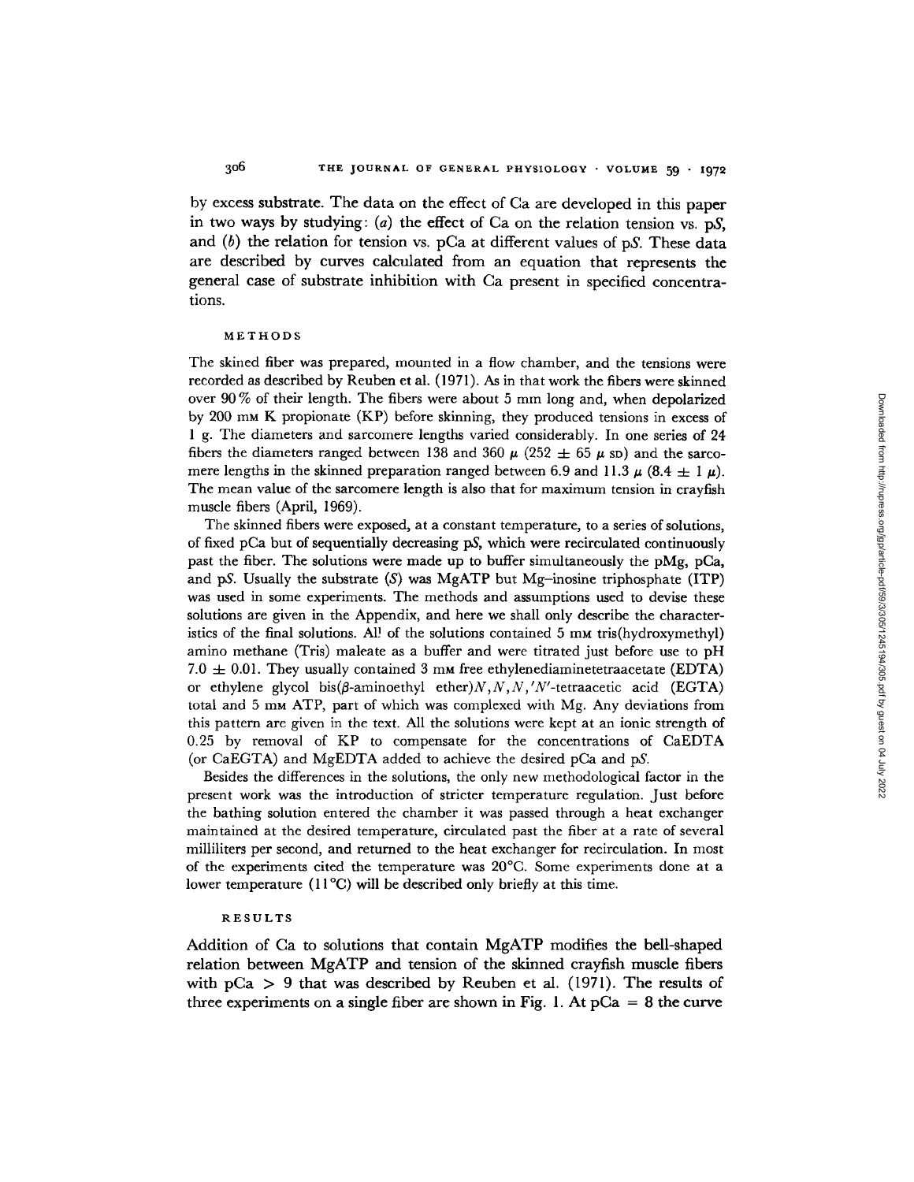by excess substrate. The data on the effect of Ca are developed in this paper in two ways by studying: (*a*) the effect of Ca on the relation tension vs. p*S*, and (*b*) the relation for tension vs. pCa at different values of p*S*. These data are described by curves calculated from an equation that represents the general case of substrate inhibition with Ca present in specified concentrations.

## METHODS

The skined fiber was prepared, mounted in a flow chamber, and the tensions were recorded as described by Reuben et al. (1971). As in that work the fibers were skinned over 90% of their length. The fibers were about 5 mm long and, when depolarized by 200 mM K propionate (KP) before skinning, they produced tensions in excess of 1 g. The diameters and sarcomere lengths varied considerably. In one series of 24 fibers the diameters ranged between 138 and 360 $\mu$ (252 $\pm$ 65 $\mu$ SD) and the sarcomere lengths in the skinned preparation ranged between 6.9 and 11.3 $\mu$ (8.4 $\pm$ 1 $\mu$). The mean value of the sarcomere length is also that for maximum tension in crayfish muscle fibers (April, 1969).

The skinned fibers were exposed, at a constant temperature, to a series of solutions, of fixed pCa but of sequentially decreasing p*S*, which were recirculated continuously past the fiber. The solutions were made up to buffer simultaneously the pMg, pCa, and p*S*. Usually the substrate (*S*) was MgATP but Mg–inosine triphosphate (ITP) was used in some experiments. The methods and assumptions used to devise these solutions are given in the Appendix, and here we shall only describe the characteristics of the final solutions. All of the solutions contained 5 mM tris(hydroxymethyl) amino methane (Tris) maleate as a buffer and were titrated just before use to pH 7.0 $\pm$ 0.01. They usually contained 3 mM free ethylenediaminetetraacetate (EDTA) or ethylene glycol bis($\beta$-aminoethyl ether)*N*,*N*,*N*,'*N*'-tetraacetic acid (EGTA) total and 5 mM ATP, part of which was complexed with Mg. Any deviations from this pattern are given in the text. All the solutions were kept at an ionic strength of 0.25 by removal of KP to compensate for the concentrations of CaEDTA (or CaEGTA) and MgEDTA added to achieve the desired pCa and p*S*.

Besides the differences in the solutions, the only new methodological factor in the present work was the introduction of stricter temperature regulation. Just before the bathing solution entered the chamber it was passed through a heat exchanger maintained at the desired temperature, circulated past the fiber at a rate of several milliliters per second, and returned to the heat exchanger for recirculation. In most of the experiments cited the temperature was 20°C. Some experiments done at a lower temperature (11°C) will be described only briefly at this time.

## RESULTS

Addition of Ca to solutions that contain MgATP modifies the bell-shaped relation between MgATP and tension of the skinned crayfish muscle fibers with pCa > 9 that was described by Reuben et al. (1971). The results of three experiments on a single fiber are shown in Fig. 1. At pCa = 8 the curve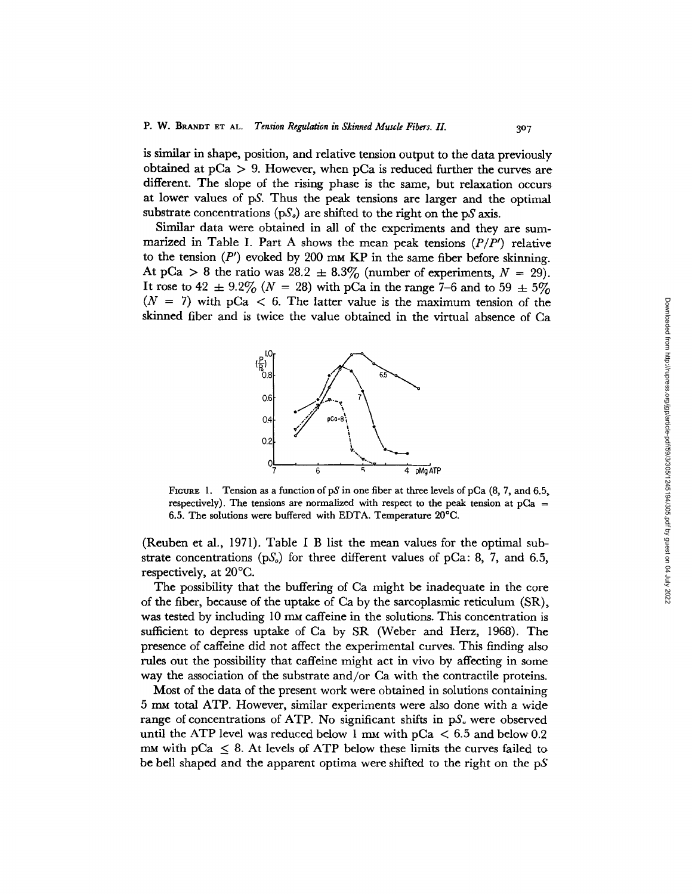is similar in shape, position, and relative tension output to the data previously obtained at pCa > 9. However, when pCa is reduced further the curves are different. The slope of the rising phase is the same, but relaxation occurs at lower values of p*S*. Thus the peak tensions are larger and the optimal substrate concentrations (p$S_o$) are shifted to the right on the p*S* axis.

Similar data were obtained in all of the experiments and they are summarized in Table I. Part A shows the mean peak tensions ($P/P'$) relative to the tension ($P'$) evoked by 200 mM KP in the same fiber before skinning. At pCa > 8 the ratio was 28.2 ± 8.3% (number of experiments, $N = 29$). It rose to 42 ± 9.2% ($N = 28$) with pCa in the range 7–6 and to 59 ± 5% ($N = 7$) with pCa < 6. The latter value is the maximum tension of the skinned fiber and is twice the value obtained in the virtual absence of Ca

1.0
($\frac{P}{P_0}$)
0.8
0.6
0.4
0.2
0
7
6
5
4 pMgATP
6.5
7
pCa=8

FIGURE 1. Tension as a function of p*S* in one fiber at three levels of pCa (8, 7, and 6.5, respectively). The tensions are normalized with respect to the peak tension at pCa = 6.5. The solutions were buffered with EDTA. Temperature 20°C.

(Reuben et al., 1971). Table I B list the mean values for the optimal substrate concentrations (p$S_o$) for three different values of pCa: 8, 7, and 6.5, respectively, at 20°C.

The possibility that the buffering of Ca might be inadequate in the core of the fiber, because of the uptake of Ca by the sarcoplasmic reticulum (SR), was tested by including 10 mM caffeine in the solutions. This concentration is sufficient to depress uptake of Ca by SR (Weber and Herz, 1968). The presence of caffeine did not affect the experimental curves. This finding also rules out the possibility that caffeine might act in vivo by affecting in some way the association of the substrate and/or Ca with the contractile proteins.

Most of the data of the present work were obtained in solutions containing 5 mM total ATP. However, similar experiments were also done with a wide range of concentrations of ATP. No significant shifts in p$S_o$ were observed until the ATP level was reduced below 1 mM with pCa < 6.5 and below 0.2 mM with pCa ≤ 8. At levels of ATP below these limits the curves failed to be bell shaped and the apparent optima were shifted to the right on the p*S*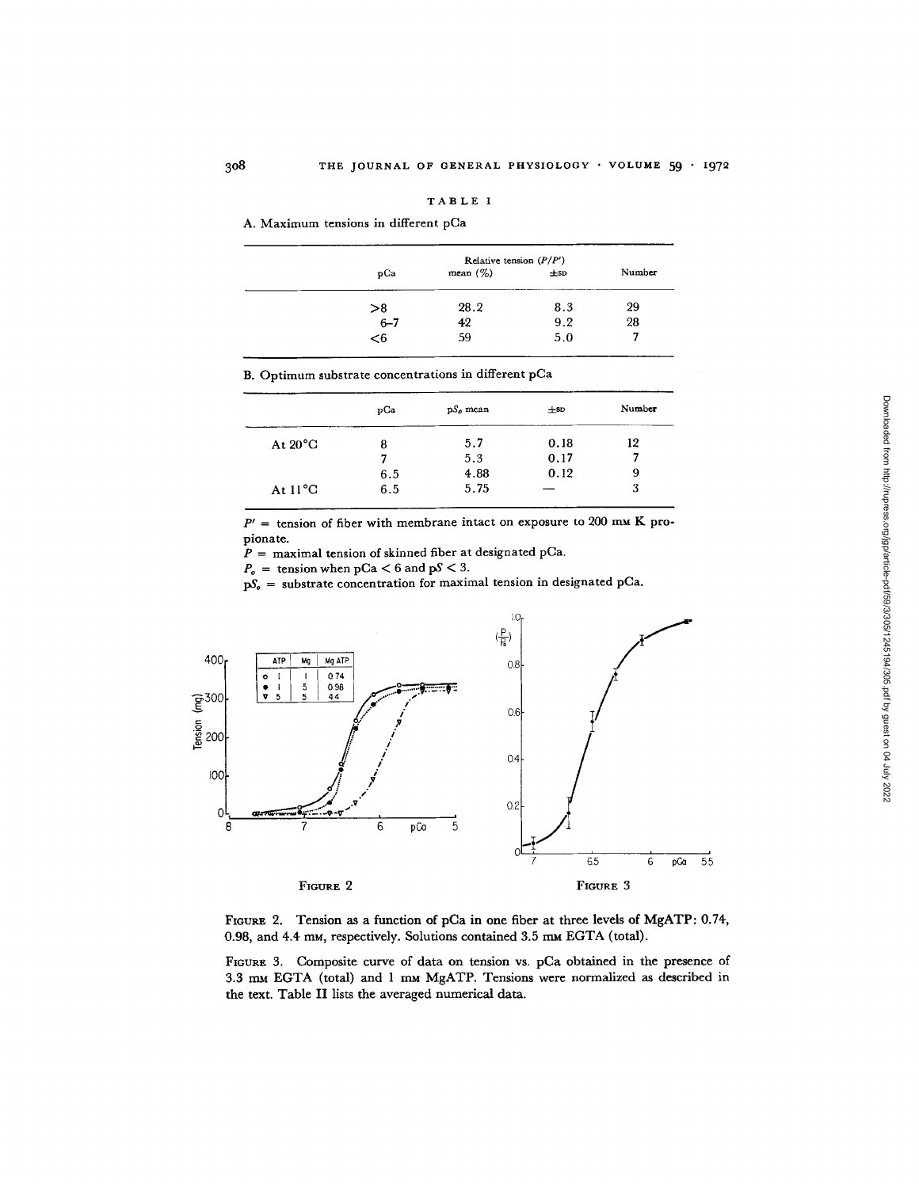TABLE I

A. Maximum tensions in different pCa

| pCa | Relative tension ($P/P'$) mean (%) | ±SD | Number |
|---|---|---|---|
| >8 | 28.2 | 8.3 | 29 |
| 6–7 | 42 | 9.2 | 28 |
| <6 | 59 | 5.0 | 7 |

B. Optimum substrate concentrations in different pCa

| | pCa | $pS_o$ mean | ±SD | Number |
|---|---|---|---|---|
| At 20°C | 8 | 5.7 | 0.18 | 12 |
| | 7 | 5.3 | 0.17 | 7 |
| | 6.5 | 4.88 | 0.12 | 9 |
| At 11°C | 6.5 | 5.75 | — | 3 |

$P'$ = tension of fiber with membrane intact on exposure to 200 mM K propionate.
$P$ = maximal tension of skinned fiber at designated pCa.
$P_o$ = tension when pCa < 6 and $pS$ < 3.
$pS_o$ = substrate concentration for maximal tension in designated pCa.

Tension (mg)
400
300
200
100
0
8
7
6
pCa
5

| | ATP | Mg | Mg ATP |
|---|---|---|---|
| ○ | 1 | 1 | 0.74 |
| ● | 1 | 5 | 0.98 |
| ▽ | 5 | 5 | 4.4 |

FIGURE 2

$(\frac{P}{P_o})$
1.0
0.8
0.6
0.4
0.2
0
7
6.5
6
pCa
5.5

FIGURE 3

FIGURE 2. Tension as a function of pCa in one fiber at three levels of MgATP: 0.74, 0.98, and 4.4 mM, respectively. Solutions contained 3.5 mM EGTA (total).

FIGURE 3. Composite curve of data on tension vs. pCa obtained in the presence of 3.3 mM EGTA (total) and 1 mM MgATP. Tensions were normalized as described in the text. Table II lists the averaged numerical data.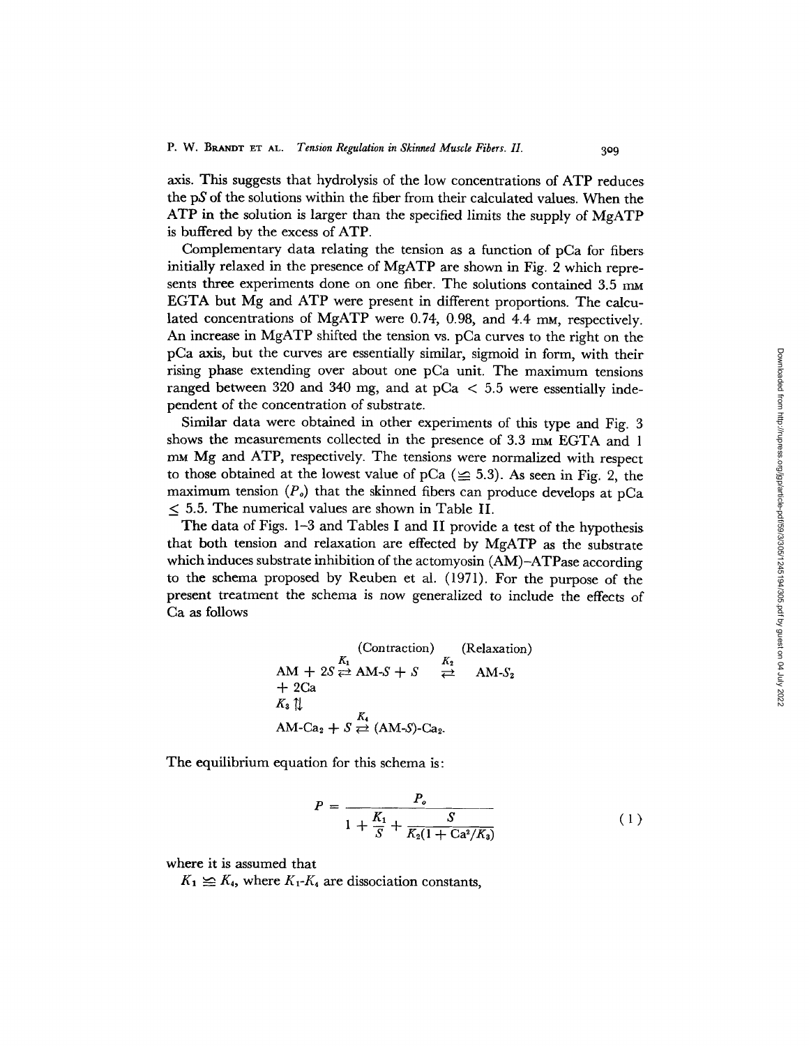axis. This suggests that hydrolysis of the low concentrations of ATP reduces the p$S$ of the solutions within the fiber from their calculated values. When the ATP in the solution is larger than the specified limits the supply of MgATP is buffered by the excess of ATP.

Complementary data relating the tension as a function of pCa for fibers initially relaxed in the presence of MgATP are shown in Fig. 2 which represents three experiments done on one fiber. The solutions contained 3.5 mM EGTA but Mg and ATP were present in different proportions. The calculated concentrations of MgATP were 0.74, 0.98, and 4.4 mM, respectively. An increase in MgATP shifted the tension vs. pCa curves to the right on the pCa axis, but the curves are essentially similar, sigmoid in form, with their rising phase extending over about one pCa unit. The maximum tensions ranged between 320 and 340 mg, and at pCa $< 5.5$ were essentially independent of the concentration of substrate.

Similar data were obtained in other experiments of this type and Fig. 3 shows the measurements collected in the presence of 3.3 mM EGTA and 1 mM Mg and ATP, respectively. The tensions were normalized with respect to those obtained at the lowest value of pCa ($\cong 5.3$). As seen in Fig. 2, the maximum tension ($P_o$) that the skinned fibers can produce develops at pCa $\leq 5.5$. The numerical values are shown in Table II.

The data of Figs. 1–3 and Tables I and II provide a test of the hypothesis that both tension and relaxation are effected by MgATP as the substrate which induces substrate inhibition of the actomyosin (AM)–ATPase according to the schema proposed by Reuben et al. (1971). For the purpose of the present treatment the schema is now generalized to include the effects of Ca as follows

$$
\begin{array}{llll}
 & \text{(Contraction)} & & \text{(Relaxation)} \\
\text{AM} + 2S & \overset{K_1}{\rightleftarrows} \text{AM-}S + S & \overset{K_2}{\rightleftarrows} & \text{AM-}S_2 \\
+\,2\text{Ca} & & & \\
K_3 \upharpoonleft\!\downharpoonright & & & \\
\text{AM-Ca}_2 + S & \overset{K_4}{\rightleftarrows} (\text{AM-}S)\text{-Ca}_2. & &
\end{array}
$$

The equilibrium equation for this schema is:

$$
P = \frac{P_o}{1 + \dfrac{K_1}{S} + \dfrac{S}{K_2(1 + \text{Ca}^2/K_3)}} \tag{1}
$$

where it is assumed that

$K_1 \cong K_4$, where $K_1$-$K_4$ are dissociation constants,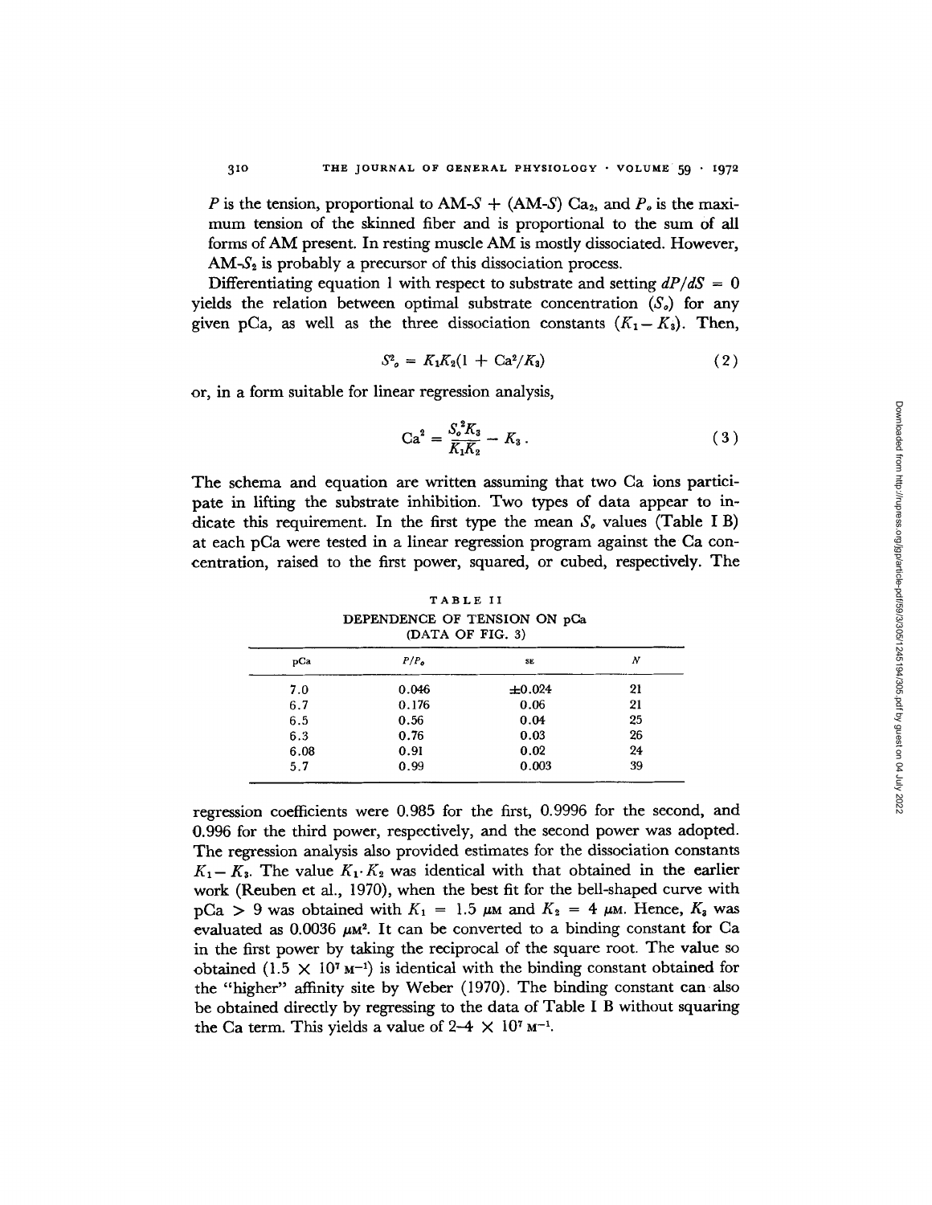$P$ is the tension, proportional to AM-$S$ + (AM-$S$) $Ca_2$, and $P_o$ is the maximum tension of the skinned fiber and is proportional to the sum of all forms of AM present. In resting muscle AM is mostly dissociated. However, AM-$S_2$ is probably a precursor of this dissociation process.

Differentiating equation 1 with respect to substrate and setting $dP/dS = 0$ yields the relation between optimal substrate concentration ($S_o$) for any given pCa, as well as the three dissociation constants ($K_1 - K_3$). Then,

$$S_o^2 = K_1K_2(1 + \text{Ca}^2/K_3) \tag{2}$$

or, in a form suitable for linear regression analysis,

$$\text{Ca}^2 = \frac{S_o^2 K_3}{K_1 K_2} - K_3 . \tag{3}$$

The schema and equation are written assuming that two Ca ions participate in lifting the substrate inhibition. Two types of data appear to indicate this requirement. In the first type the mean $S_o$ values (Table I B) at each pCa were tested in a linear regression program against the Ca concentration, raised to the first power, squared, or cubed, respectively. The regression coefficients were 0.985 for the first, 0.9996 for the second, and 0.996 for the third power, respectively, and the second power was adopted. The regression analysis also provided estimates for the dissociation constants $K_1 - K_3$. The value $K_1 \cdot K_2$ was identical with that obtained in the earlier work (Reuben et al., 1970), when the best fit for the bell-shaped curve with pCa > 9 was obtained with $K_1 = 1.5$ μM and $K_2 = 4$ μM. Hence, $K_3$ was evaluated as 0.0036 μM². It can be converted to a binding constant for Ca in the first power by taking the reciprocal of the square root. The value so obtained ($1.5 \times 10^7$ M$^{-1}$) is identical with the binding constant obtained for the "higher" affinity site by Weber (1970). The binding constant can also be obtained directly by regressing to the data of Table I B without squaring the Ca term. This yields a value of 2–4 $\times 10^7$ M$^{-1}$.

TABLE II

DEPENDENCE OF TENSION ON pCa (DATA OF FIG. 3)

| pCa | $P/P_o$ | SE | $N$ |
|---|---|---|---|
| 7.0 | 0.046 | ±0.024 | 21 |
| 6.7 | 0.176 | 0.06 | 21 |
| 6.5 | 0.56 | 0.04 | 25 |
| 6.3 | 0.76 | 0.03 | 26 |
| 6.08 | 0.91 | 0.02 | 24 |
| 5.7 | 0.99 | 0.003 | 39 |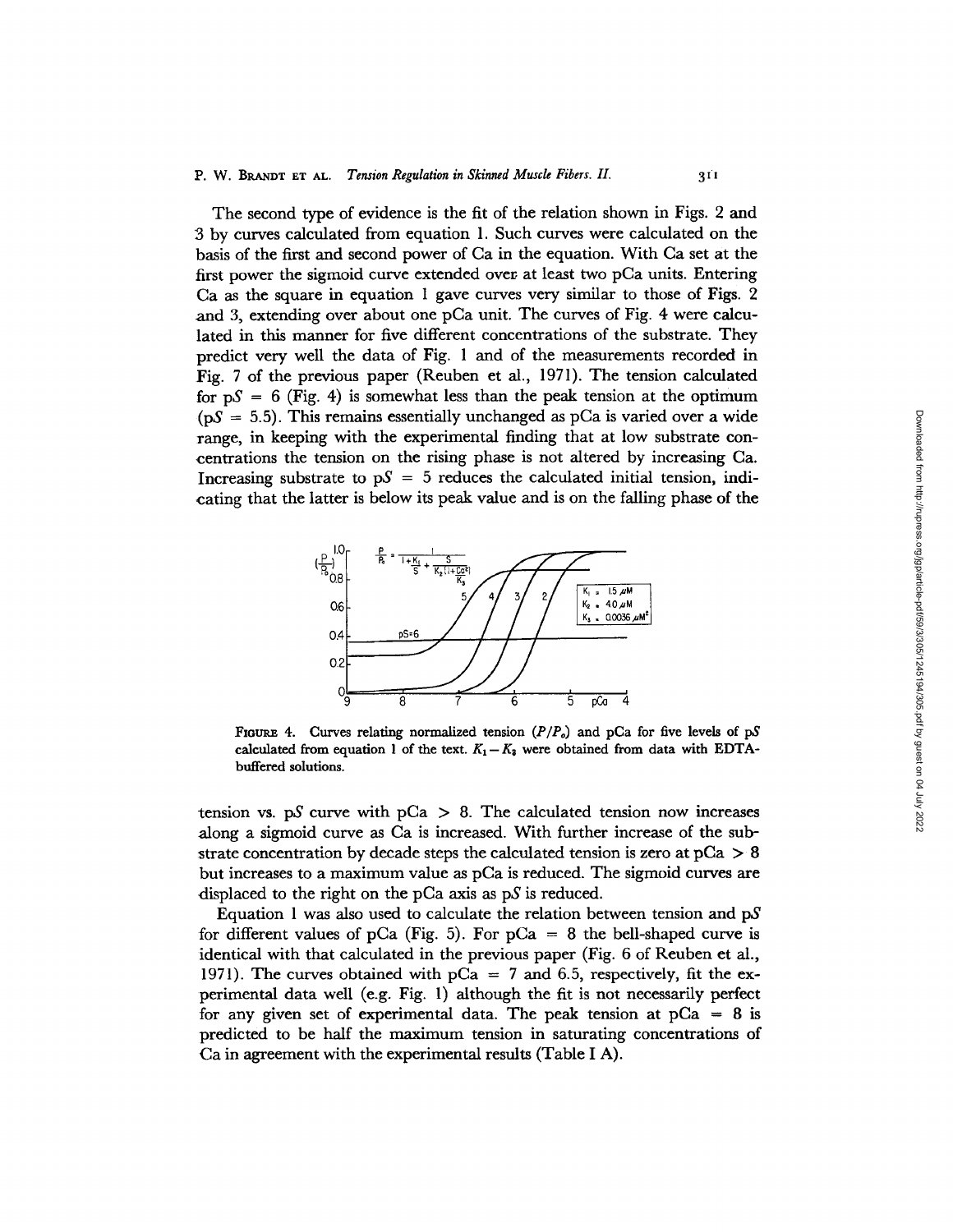The second type of evidence is the fit of the relation shown in Figs. 2 and 3 by curves calculated from equation 1. Such curves were calculated on the basis of the first and second power of Ca in the equation. With Ca set at the first power the sigmoid curve extended over at least two pCa units. Entering Ca as the square in equation 1 gave curves very similar to those of Figs. 2 and 3, extending over about one pCa unit. The curves of Fig. 4 were calculated in this manner for five different concentrations of the substrate. They predict very well the data of Fig. 1 and of the measurements recorded in Fig. 7 of the previous paper (Reuben et al., 1971). The tension calculated for p$S$ = 6 (Fig. 4) is somewhat less than the peak tension at the optimum (p$S$ = 5.5). This remains essentially unchanged as pCa is varied over a wide range, in keeping with the experimental finding that at low substrate concentrations the tension on the rising phase is not altered by increasing Ca. Increasing substrate to p$S$ = 5 reduces the calculated initial tension, indicating that the latter is below its peak value and is on the falling phase of the

$$\frac{P}{P_o} = \frac{1}{1 + \frac{K_1}{S} + \frac{S}{K_2(1 + \frac{Ca^2}{K_3})}}$$

$(\frac{P}{P_o})$

1.0
0.8
0.6
0.4
0.2
0

9 8 7 6 5 pCa 4

pS=6

5 4 3 2

$K_1$ = 1.5 $\mu$M
$K_2$ = 4.0 $\mu$M
$K_3$ = 0.0036 $\mu M^2$

**FIGURE 4.** Curves relating normalized tension ($P/P_o$) and pCa for five levels of p$S$ calculated from equation 1 of the text. $K_1 - K_3$ were obtained from data with EDTA-buffered solutions.

tension vs. p$S$ curve with pCa > 8. The calculated tension now increases along a sigmoid curve as Ca is increased. With further increase of the substrate concentration by decade steps the calculated tension is zero at pCa > 8 but increases to a maximum value as pCa is reduced. The sigmoid curves are displaced to the right on the pCa axis as p$S$ is reduced.

Equation 1 was also used to calculate the relation between tension and p$S$ for different values of pCa (Fig. 5). For pCa = 8 the bell-shaped curve is identical with that calculated in the previous paper (Fig. 6 of Reuben et al., 1971). The curves obtained with pCa = 7 and 6.5, respectively, fit the experimental data well (e.g. Fig. 1) although the fit is not necessarily perfect for any given set of experimental data. The peak tension at pCa = 8 is predicted to be half the maximum tension in saturating concentrations of Ca in agreement with the experimental results (Table I A).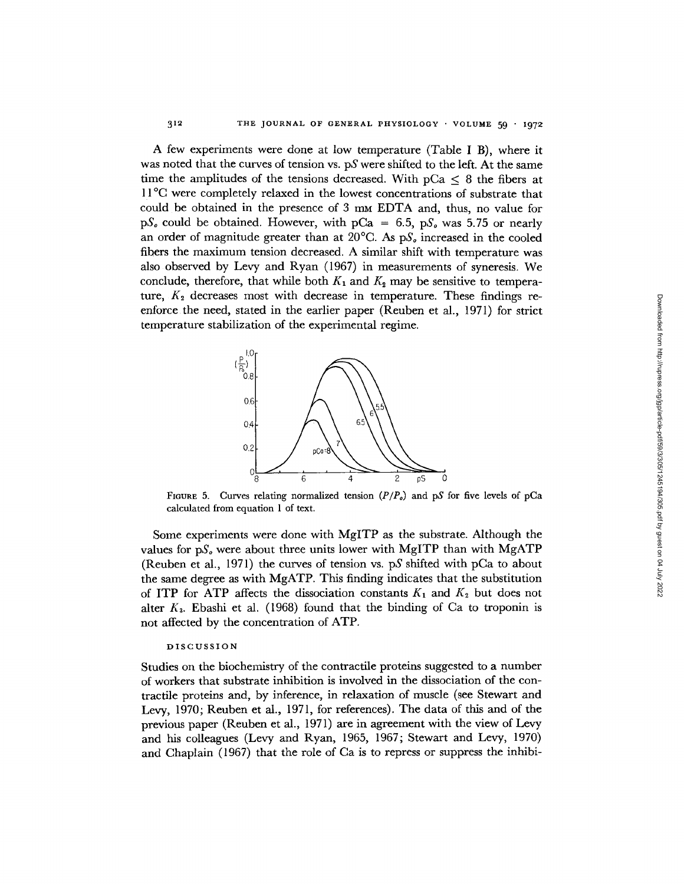A few experiments were done at low temperature (Table I B), where it was noted that the curves of tension vs. p$S$ were shifted to the left. At the same time the amplitudes of the tensions decreased. With pCa $\leq$ 8 the fibers at 11°C were completely relaxed in the lowest concentrations of substrate that could be obtained in the presence of 3 mM EDTA and, thus, no value for p$S_o$ could be obtained. However, with pCa = 6.5, p$S_o$ was 5.75 or nearly an order of magnitude greater than at 20°C. As p$S_o$ increased in the cooled fibers the maximum tension decreased. A similar shift with temperature was also observed by Levy and Ryan (1967) in measurements of syneresis. We conclude, therefore, that while both $K_1$ and $K_2$ may be sensitive to temperature, $K_2$ decreases most with decrease in temperature. These findings re-enforce the need, stated in the earlier paper (Reuben et al., 1971) for strict temperature stabilization of the experimental regime.

$(\frac{P}{P_o})$

1.0
0.8
0.6
0.4
0.2
0

8 6 4 2 pS 0

5.5
6
6.5
7
pCa=8

FIGURE 5. Curves relating normalized tension ($P/P_o$) and p$S$ for five levels of pCa calculated from equation 1 of text.

Some experiments were done with MgITP as the substrate. Although the values for p$S_o$ were about three units lower with MgITP than with MgATP (Reuben et al., 1971) the curves of tension vs. p$S$ shifted with pCa to about the same degree as with MgATP. This finding indicates that the substitution of ITP for ATP affects the dissociation constants $K_1$ and $K_2$ but does not alter $K_3$. Ebashi et al. (1968) found that the binding of Ca to troponin is not affected by the concentration of ATP.

## DISCUSSION

Studies on the biochemistry of the contractile proteins suggested to a number of workers that substrate inhibition is involved in the dissociation of the contractile proteins and, by inference, in relaxation of muscle (see Stewart and Levy, 1970; Reuben et al., 1971, for references). The data of this and of the previous paper (Reuben et al., 1971) are in agreement with the view of Levy and his colleagues (Levy and Ryan, 1965, 1967; Stewart and Levy, 1970) and Chaplain (1967) that the role of Ca is to repress or suppress the inhibi-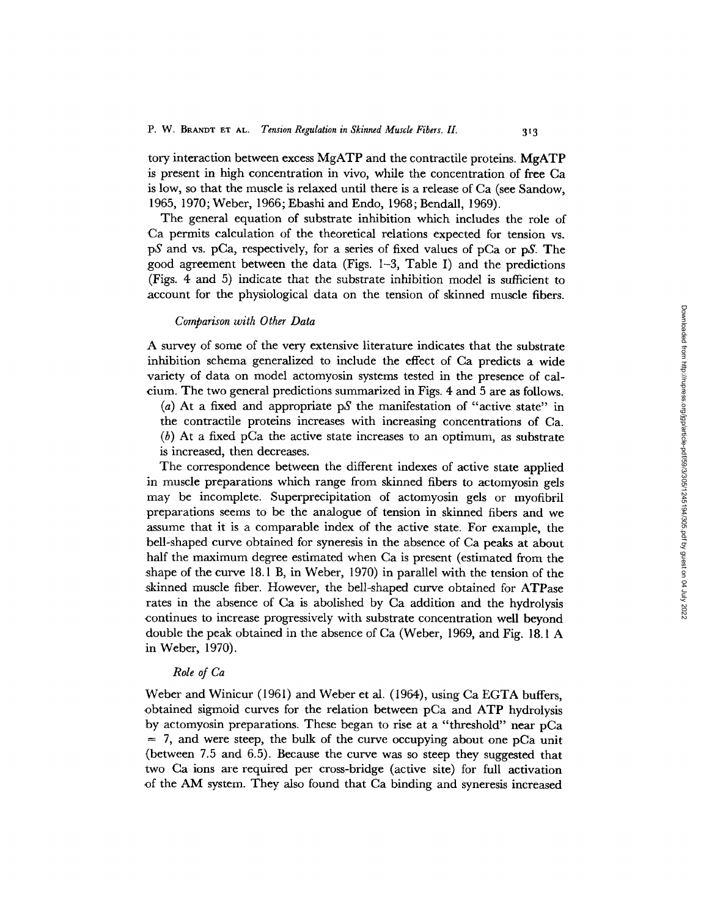tory interaction between excess MgATP and the contractile proteins. MgATP is present in high concentration in vivo, while the concentration of free Ca is low, so that the muscle is relaxed until there is a release of Ca (see Sandow, 1965, 1970; Weber, 1966; Ebashi and Endo, 1968; Bendall, 1969).

The general equation of substrate inhibition which includes the role of Ca permits calculation of the theoretical relations expected for tension vs. p*S* and vs. pCa, respectively, for a series of fixed values of pCa or p*S*. The good agreement between the data (Figs. 1–3, Table I) and the predictions (Figs. 4 and 5) indicate that the substrate inhibition model is sufficient to account for the physiological data on the tension of skinned muscle fibers.

### *Comparison with Other Data*

A survey of some of the very extensive literature indicates that the substrate inhibition schema generalized to include the effect of Ca predicts a wide variety of data on model actomyosin systems tested in the presence of calcium. The two general predictions summarized in Figs. 4 and 5 are as follows.

(*a*) At a fixed and appropriate p*S* the manifestation of "active state" in the contractile proteins increases with increasing concentrations of Ca.
(*b*) At a fixed pCa the active state increases to an optimum, as substrate is increased, then decreases.

The correspondence between the different indexes of active state applied in muscle preparations which range from skinned fibers to actomyosin gels may be incomplete. Superprecipitation of actomyosin gels or myofibril preparations seems to be the analogue of tension in skinned fibers and we assume that it is a comparable index of the active state. For example, the bell-shaped curve obtained for syneresis in the absence of Ca peaks at about half the maximum degree estimated when Ca is present (estimated from the shape of the curve 18.1 B, in Weber, 1970) in parallel with the tension of the skinned muscle fiber. However, the bell-shaped curve obtained for ATPase rates in the absence of Ca is abolished by Ca addition and the hydrolysis continues to increase progressively with substrate concentration well beyond double the peak obtained in the absence of Ca (Weber, 1969, and Fig. 18.1 A in Weber, 1970).

### *Role of Ca*

Weber and Winicur (1961) and Weber et al. (1964), using Ca EGTA buffers, obtained sigmoid curves for the relation between pCa and ATP hydrolysis by actomyosin preparations. These began to rise at a "threshold" near pCa = 7, and were steep, the bulk of the curve occupying about one pCa unit (between 7.5 and 6.5). Because the curve was so steep they suggested that two Ca ions are required per cross-bridge (active site) for full activation of the AM system. They also found that Ca binding and syneresis increased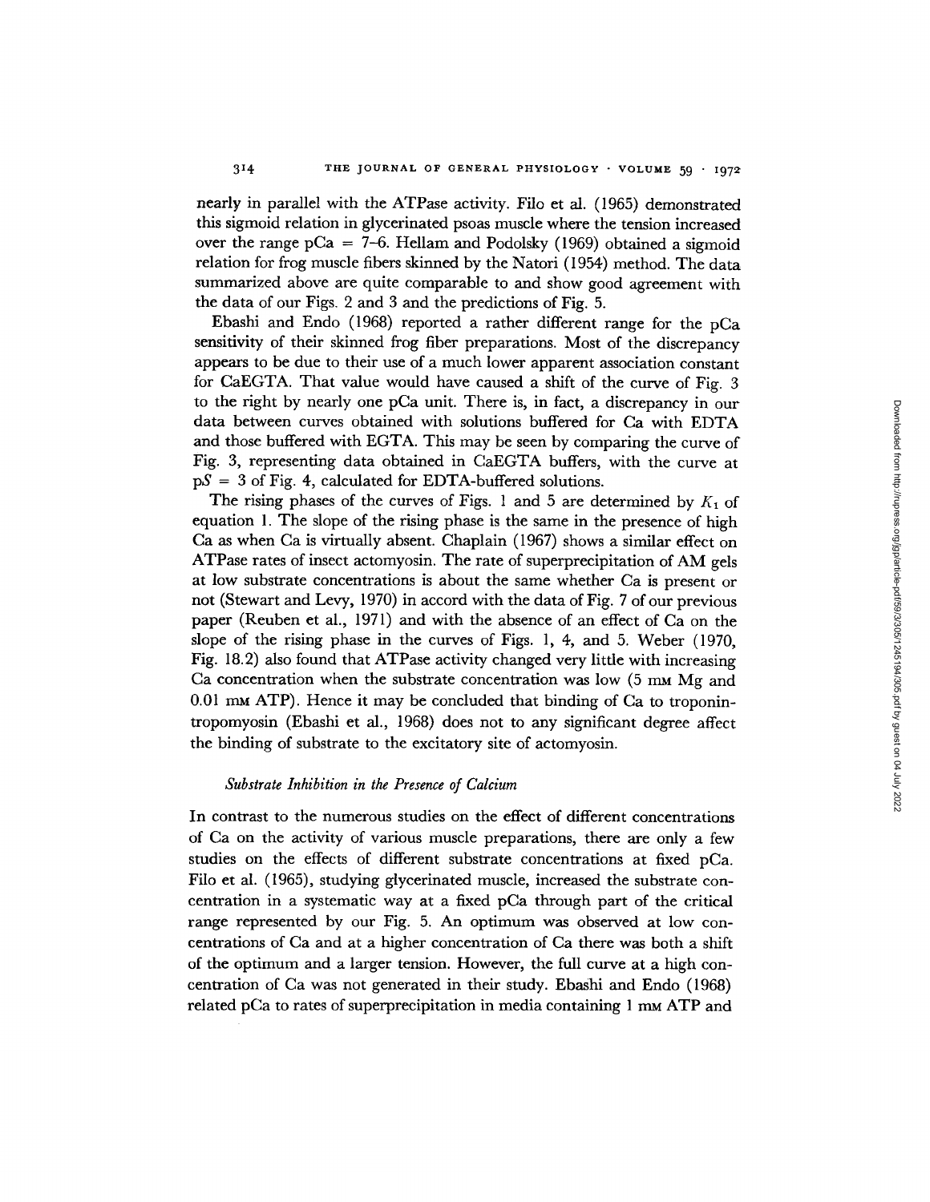nearly in parallel with the ATPase activity. Filo et al. (1965) demonstrated this sigmoid relation in glycerinated psoas muscle where the tension increased over the range pCa = 7–6. Hellam and Podolsky (1969) obtained a sigmoid relation for frog muscle fibers skinned by the Natori (1954) method. The data summarized above are quite comparable to and show good agreement with the data of our Figs. 2 and 3 and the predictions of Fig. 5.

Ebashi and Endo (1968) reported a rather different range for the pCa sensitivity of their skinned frog fiber preparations. Most of the discrepancy appears to be due to their use of a much lower apparent association constant for CaEGTA. That value would have caused a shift of the curve of Fig. 3 to the right by nearly one pCa unit. There is, in fact, a discrepancy in our data between curves obtained with solutions buffered for Ca with EDTA and those buffered with EGTA. This may be seen by comparing the curve of Fig. 3, representing data obtained in CaEGTA buffers, with the curve at $pS = 3$ of Fig. 4, calculated for EDTA-buffered solutions.

The rising phases of the curves of Figs. 1 and 5 are determined by $K_1$ of equation 1. The slope of the rising phase is the same in the presence of high Ca as when Ca is virtually absent. Chaplain (1967) shows a similar effect on ATPase rates of insect actomyosin. The rate of superprecipitation of AM gels at low substrate concentrations is about the same whether Ca is present or not (Stewart and Levy, 1970) in accord with the data of Fig. 7 of our previous paper (Reuben et al., 1971) and with the absence of an effect of Ca on the slope of the rising phase in the curves of Figs. 1, 4, and 5. Weber (1970, Fig. 18.2) also found that ATPase activity changed very little with increasing Ca concentration when the substrate concentration was low (5 mM Mg and 0.01 mM ATP). Hence it may be concluded that binding of Ca to troponin-tropomyosin (Ebashi et al., 1968) does not to any significant degree affect the binding of substrate to the excitatory site of actomyosin.

### *Substrate Inhibition in the Presence of Calcium*

In contrast to the numerous studies on the effect of different concentrations of Ca on the activity of various muscle preparations, there are only a few studies on the effects of different substrate concentrations at fixed pCa. Filo et al. (1965), studying glycerinated muscle, increased the substrate concentration in a systematic way at a fixed pCa through part of the critical range represented by our Fig. 5. An optimum was observed at low concentrations of Ca and at a higher concentration of Ca there was both a shift of the optimum and a larger tension. However, the full curve at a high concentration of Ca was not generated in their study. Ebashi and Endo (1968) related pCa to rates of superprecipitation in media containing 1 mM ATP and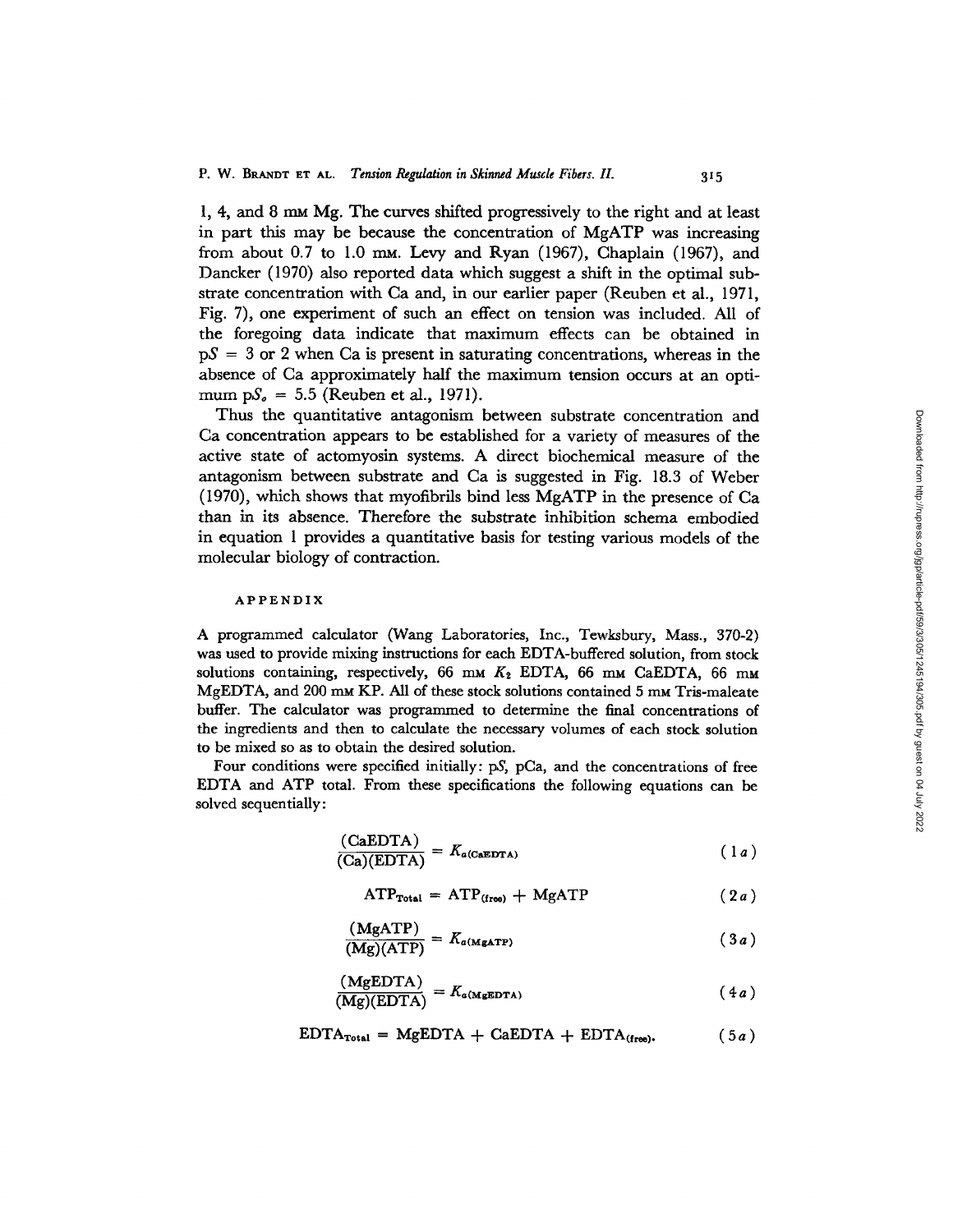1, 4, and 8 mM Mg. The curves shifted progressively to the right and at least in part this may be because the concentration of MgATP was increasing from about 0.7 to 1.0 mM. Levy and Ryan (1967), Chaplain (1967), and Dancker (1970) also reported data which suggest a shift in the optimal substrate concentration with Ca and, in our earlier paper (Reuben et al., 1971, Fig. 7), one experiment of such an effect on tension was included. All of the foregoing data indicate that maximum effects can be obtained in p$S$ = 3 or 2 when Ca is present in saturating concentrations, whereas in the absence of Ca approximately half the maximum tension occurs at an optimum p$S_o$ = 5.5 (Reuben et al., 1971).

Thus the quantitative antagonism between substrate concentration and Ca concentration appears to be established for a variety of measures of the active state of actomyosin systems. A direct biochemical measure of the antagonism between substrate and Ca is suggested in Fig. 18.3 of Weber (1970), which shows that myofibrils bind less MgATP in the presence of Ca than in its absence. Therefore the substrate inhibition schema embodied in equation 1 provides a quantitative basis for testing various models of the molecular biology of contraction.

## APPENDIX

A programmed calculator (Wang Laboratories, Inc., Tewksbury, Mass., 370-2) was used to provide mixing instructions for each EDTA-buffered solution, from stock solutions containing, respectively, 66 mM $K_2$ EDTA, 66 mM CaEDTA, 66 mM MgEDTA, and 200 mM KP. All of these stock solutions contained 5 mM Tris-maleate buffer. The calculator was programmed to determine the final concentrations of the ingredients and then to calculate the necessary volumes of each stock solution to be mixed so as to obtain the desired solution.

Four conditions were specified initially: p$S$, pCa, and the concentrations of free EDTA and ATP total. From these specifications the following equations can be solved sequentially:

$$\frac{(\text{CaEDTA})}{(\text{Ca})(\text{EDTA})} = K_{a(\text{CaEDTA})} \tag{1a}$$

$$\text{ATP}_{\text{Total}} = \text{ATP}_{(\text{free})} + \text{MgATP} \tag{2a}$$

$$\frac{(\text{MgATP})}{(\text{Mg})(\text{ATP})} = K_{a(\text{MgATP})} \tag{3a}$$

$$\frac{(\text{MgEDTA})}{(\text{Mg})(\text{EDTA})} = K_{a(\text{MgEDTA})} \tag{4a}$$

$$\text{EDTA}_{\text{Total}} = \text{MgEDTA} + \text{CaEDTA} + \text{EDTA}_{(\text{free})}. \tag{5a}$$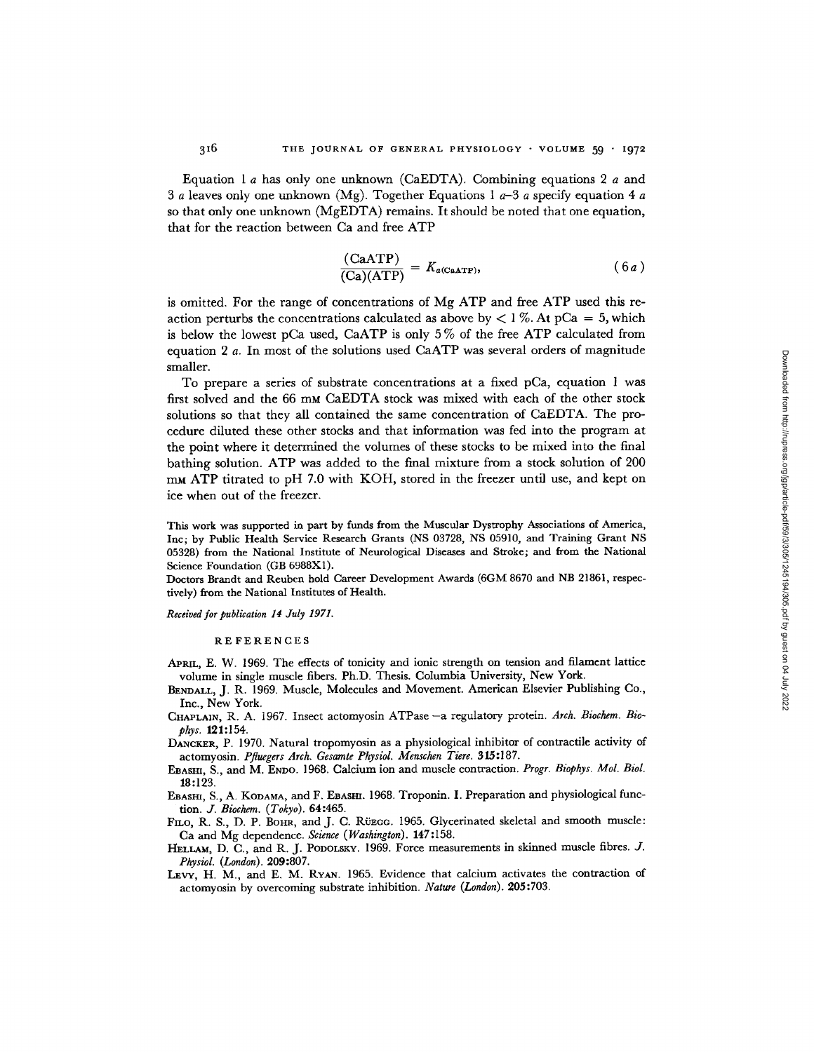Equation 1 *a* has only one unknown (CaEDTA). Combining equations 2 *a* and 3 *a* leaves only one unknown (Mg). Together Equations 1 *a*–3 *a* specify equation 4 *a* so that only one unknown (MgEDTA) remains. It should be noted that one equation, that for the reaction between Ca and free ATP

$$\frac{(\text{CaATP})}{(\text{Ca})(\text{ATP})} = K_{a(\text{CaATP})}, \tag{6a}$$

is omitted. For the range of concentrations of Mg ATP and free ATP used this reaction perturbs the concentrations calculated as above by $< 1\%$. At pCa = 5, which is below the lowest pCa used, CaATP is only 5% of the free ATP calculated from equation 2 *a*. In most of the solutions used CaATP was several orders of magnitude smaller.

To prepare a series of substrate concentrations at a fixed pCa, equation 1 was first solved and the 66 mM CaEDTA stock was mixed with each of the other stock solutions so that they all contained the same concentration of CaEDTA. The procedure diluted these other stocks and that information was fed into the program at the point where it determined the volumes of these stocks to be mixed into the final bathing solution. ATP was added to the final mixture from a stock solution of 200 mM ATP titrated to pH 7.0 with KOH, stored in the freezer until use, and kept on ice when out of the freezer.

This work was supported in part by funds from the Muscular Dystrophy Associations of America, Inc; by Public Health Service Research Grants (NS 03728, NS 05910, and Training Grant NS 05328) from the National Institute of Neurological Diseases and Stroke; and from the National Science Foundation (GB 6988X1).

Doctors Brandt and Reuben hold Career Development Awards (6GM 8670 and NB 21861, respectively) from the National Institutes of Health.

*Received for publication 14 July 1971.*

## REFERENCES

April, E. W. 1969. The effects of tonicity and ionic strength on tension and filament lattice volume in single muscle fibers. Ph.D. Thesis. Columbia University, New York.

Bendall, J. R. 1969. Muscle, Molecules and Movement. American Elsevier Publishing Co., Inc., New York.

Chaplain, R. A. 1967. Insect actomyosin ATPase—a regulatory protein. *Arch. Biochem. Biophys.* **121**:154.

Dancker, P. 1970. Natural tropomyosin as a physiological inhibitor of contractile activity of actomyosin. *Pfluegers Arch. Gesamte Physiol. Menschen Tiere.* **315**:187.

Ebashi, S., and M. Endo. 1968. Calcium ion and muscle contraction. *Progr. Biophys. Mol. Biol.* **18**:123.

Ebashi, S., A. Kodama, and F. Ebashi. 1968. Troponin. I. Preparation and physiological function. *J. Biochem. (Tokyo).* **64**:465.

Filo, R. S., D. P. Bohr, and J. C. Rüegg. 1965. Glycerinated skeletal and smooth muscle: Ca and Mg dependence. *Science (Washington).* **147**:158.

Hellam, D. C., and R. J. Podolsky. 1969. Force measurements in skinned muscle fibres. *J. Physiol. (London).* **209**:807.

Levy, H. M., and E. M. Ryan. 1965. Evidence that calcium activates the contraction of actomyosin by overcoming substrate inhibition. *Nature (London).* **205**:703.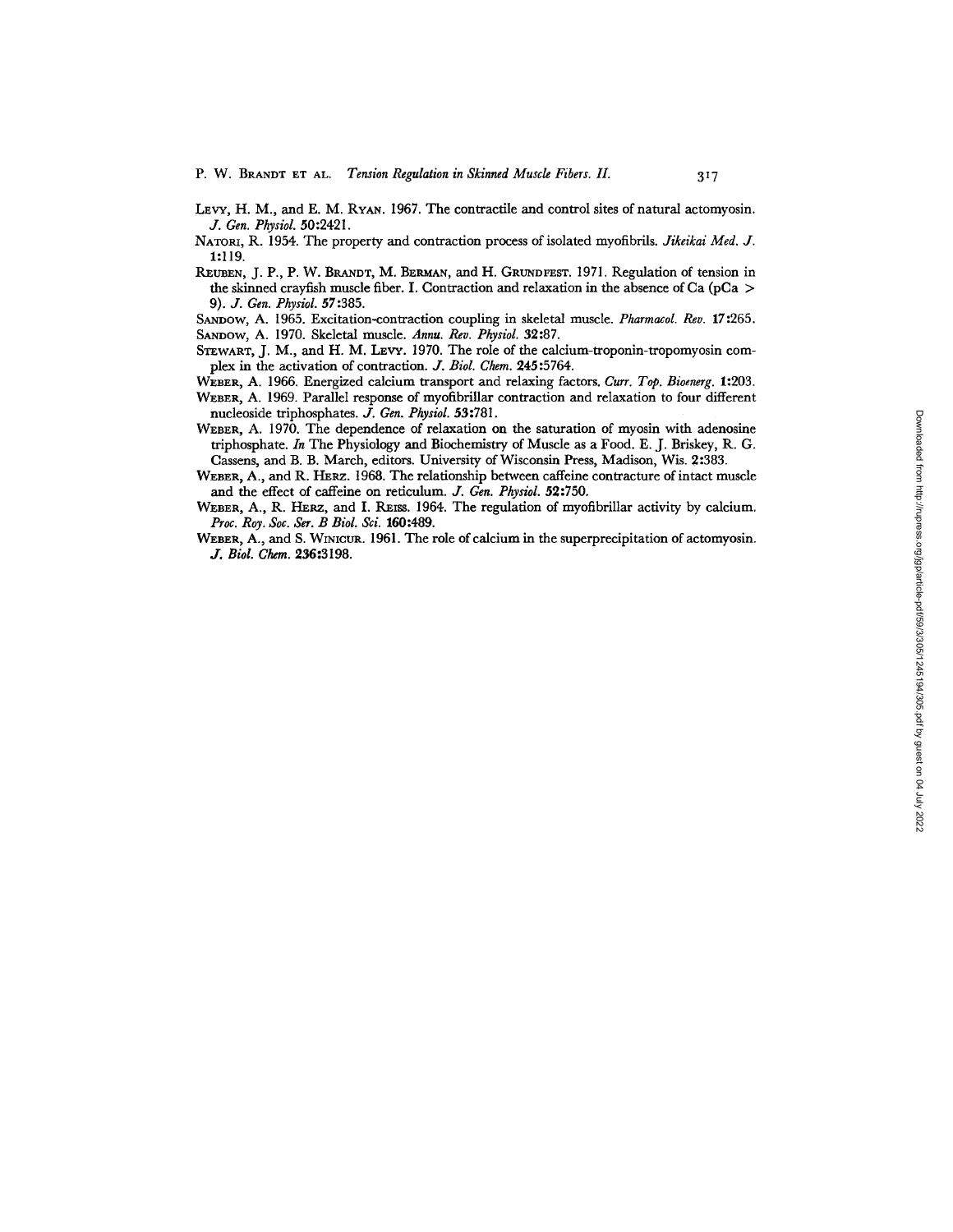LEVY, H. M., and E. M. RYAN. 1967. The contractile and control sites of natural actomyosin. *J. Gen. Physiol.* **50**:2421.

NATORI, R. 1954. The property and contraction process of isolated myofibrils. *Jikeikai Med. J.* **1**:119.

REUBEN, J. P., P. W. BRANDT, M. BERMAN, and H. GRUNDFEST. 1971. Regulation of tension in the skinned crayfish muscle fiber. I. Contraction and relaxation in the absence of Ca (pCa > 9). *J. Gen. Physiol.* **57**:385.

SANDOW, A. 1965. Excitation-contraction coupling in skeletal muscle. *Pharmacol. Rev.* **17**:265.

SANDOW, A. 1970. Skeletal muscle. *Annu. Rev. Physiol.* **32**:87.

STEWART, J. M., and H. M. LEVY. 1970. The role of the calcium-troponin-tropomyosin complex in the activation of contraction. *J. Biol. Chem.* **245**:5764.

WEBER, A. 1966. Energized calcium transport and relaxing factors. *Curr. Top. Bioenerg.* **1**:203.

WEBER, A. 1969. Parallel response of myofibrillar contraction and relaxation to four different nucleoside triphosphates. *J. Gen. Physiol.* **53**:781.

WEBER, A. 1970. The dependence of relaxation on the saturation of myosin with adenosine triphosphate. *In* The Physiology and Biochemistry of Muscle as a Food. E. J. Briskey, R. G. Cassens, and B. B. March, editors. University of Wisconsin Press, Madison, Wis. **2**:383.

WEBER, A., and R. HERZ. 1968. The relationship between caffeine contracture of intact muscle and the effect of caffeine on reticulum. *J. Gen. Physiol.* **52**:750.

WEBER, A., R. HERZ, and I. REISS. 1964. The regulation of myofibrillar activity by calcium. *Proc. Roy. Soc. Ser. B Biol. Sci.* **160**:489.

WEBER, A., and S. WINICUR. 1961. The role of calcium in the superprecipitation of actomyosin. *J. Biol. Chem.* **236**:3198.